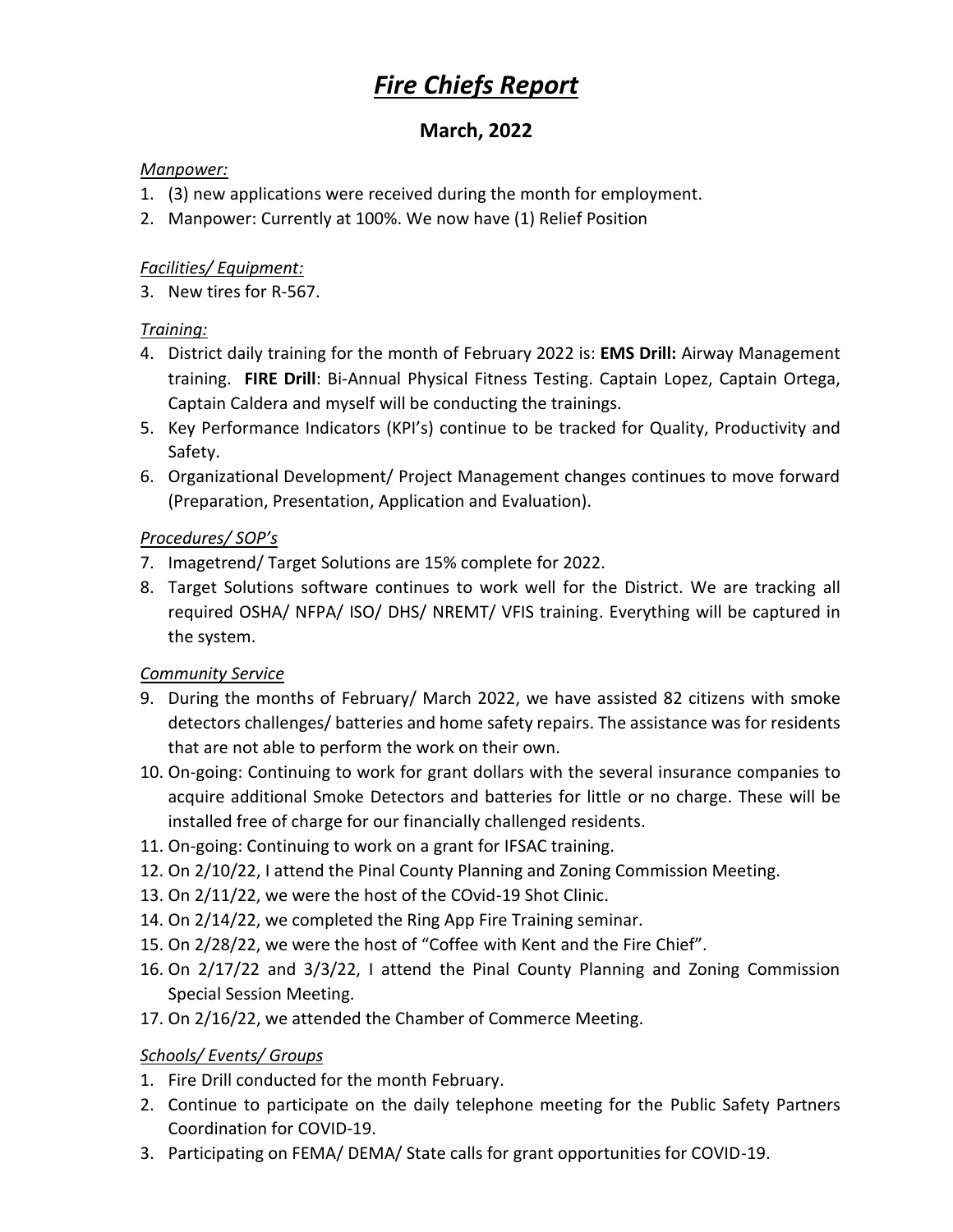# *Fire Chiefs Report*

## March, 2022

*Manpower:*

1. (3) new applications were received during the month for employment.
2. Manpower: Currently at 100%. We now have (1) Relief Position

*Facilities/ Equipment:*

3. New tires for R-567.

*Training:*

4. District daily training for the month of February 2022 is: **EMS Drill:** Airway Management training. **FIRE Drill**: Bi-Annual Physical Fitness Testing. Captain Lopez, Captain Ortega, Captain Caldera and myself will be conducting the trainings.
5. Key Performance Indicators (KPI's) continue to be tracked for Quality, Productivity and Safety.
6. Organizational Development/ Project Management changes continues to move forward (Preparation, Presentation, Application and Evaluation).

*Procedures/ SOP's*

7. Imagetrend/ Target Solutions are 15% complete for 2022.
8. Target Solutions software continues to work well for the District. We are tracking all required OSHA/ NFPA/ ISO/ DHS/ NREMT/ VFIS training. Everything will be captured in the system.

*Community Service*

9. During the months of February/ March 2022, we have assisted 82 citizens with smoke detectors challenges/ batteries and home safety repairs. The assistance was for residents that are not able to perform the work on their own.
10. On-going: Continuing to work for grant dollars with the several insurance companies to acquire additional Smoke Detectors and batteries for little or no charge. These will be installed free of charge for our financially challenged residents.
11. On-going: Continuing to work on a grant for IFSAC training.
12. On 2/10/22, I attend the Pinal County Planning and Zoning Commission Meeting.
13. On 2/11/22, we were the host of the COvid-19 Shot Clinic.
14. On 2/14/22, we completed the Ring App Fire Training seminar.
15. On 2/28/22, we were the host of "Coffee with Kent and the Fire Chief".
16. On 2/17/22 and 3/3/22, I attend the Pinal County Planning and Zoning Commission Special Session Meeting.
17. On 2/16/22, we attended the Chamber of Commerce Meeting.

*Schools/ Events/ Groups*

1. Fire Drill conducted for the month February.
2. Continue to participate on the daily telephone meeting for the Public Safety Partners Coordination for COVID-19.
3. Participating on FEMA/ DEMA/ State calls for grant opportunities for COVID-19.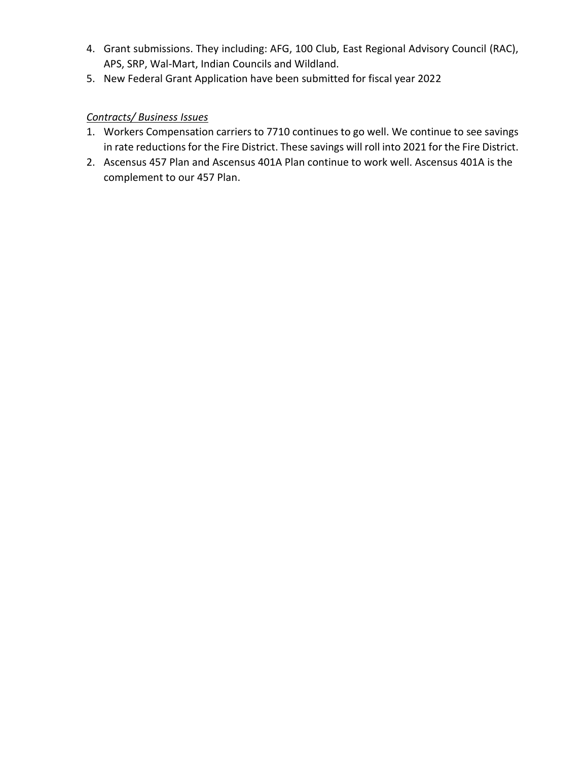4. Grant submissions. They including: AFG, 100 Club, East Regional Advisory Council (RAC), APS, SRP, Wal-Mart, Indian Councils and Wildland.
5. New Federal Grant Application have been submitted for fiscal year 2022

*<u>Contracts/ Business Issues</u>*

1. Workers Compensation carriers to 7710 continues to go well. We continue to see savings in rate reductions for the Fire District. These savings will roll into 2021 for the Fire District.
2. Ascensus 457 Plan and Ascensus 401A Plan continue to work well. Ascensus 401A is the complement to our 457 Plan.